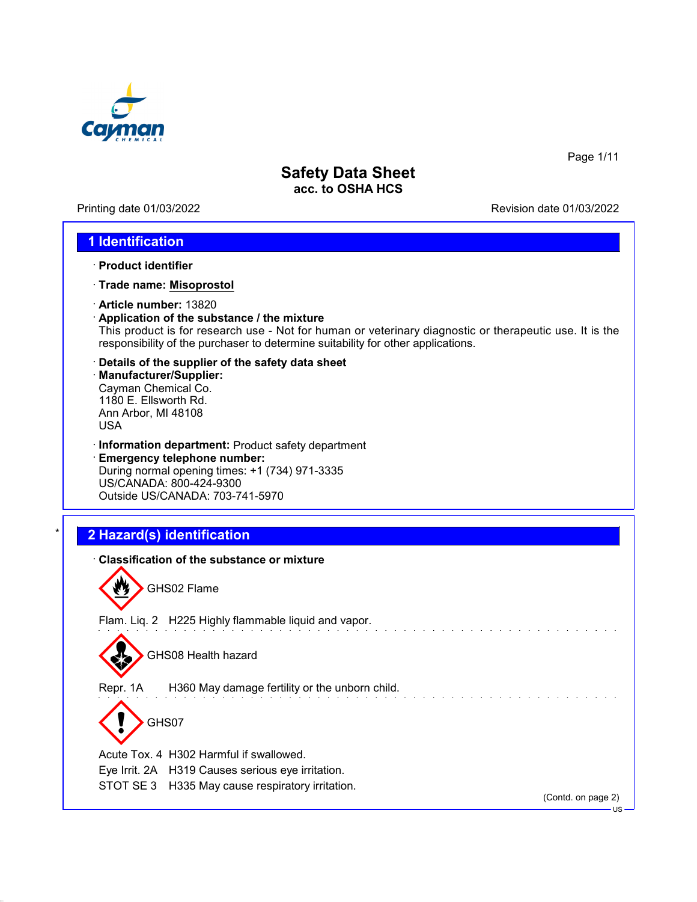# Safety Data Sheet

**acc. to OSHA HCS**

Printing date 01/03/2022 Revision date 01/03/2022

## 1 Identification

· **Product identifier**

· **Trade name: Misoprostol**

· **Article number:** 13820

· **Application of the substance / the mixture**
This product is for research use - Not for human or veterinary diagnostic or therapeutic use. It is the responsibility of the purchaser to determine suitability for other applications.

· **Details of the supplier of the safety data sheet**

· **Manufacturer/Supplier:**
Cayman Chemical Co.
1180 E. Ellsworth Rd.
Ann Arbor, MI 48108
USA

· **Information department:** Product safety department

· **Emergency telephone number:**
During normal opening times: +1 (734) 971-3335
US/CANADA: 800-424-9300
Outside US/CANADA: 703-741-5970

## 2 Hazard(s) identification

· **Classification of the substance or mixture**

GHS02 Flame

Flam. Liq. 2 H225 Highly flammable liquid and vapor.

GHS08 Health hazard

Repr. 1A H360 May damage fertility or the unborn child.

GHS07

Acute Tox. 4 H302 Harmful if swallowed.
Eye Irrit. 2A H319 Causes serious eye irritation.
STOT SE 3 H335 May cause respiratory irritation.

(Contd. on page 2)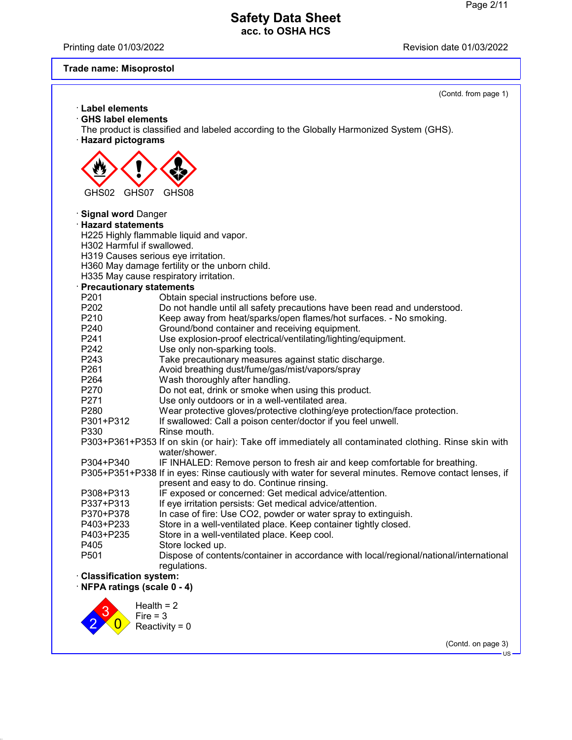**Trade name: Misoprostol**

(Contd. from page 1)

· **Label elements**

· **GHS label elements**

The product is classified and labeled according to the Globally Harmonized System (GHS).

· **Hazard pictograms**

GHS02 GHS07 GHS08

· **Signal word** Danger

· **Hazard statements**

H225 Highly flammable liquid and vapor.
H302 Harmful if swallowed.
H319 Causes serious eye irritation.
H360 May damage fertility or the unborn child.
H335 May cause respiratory irritation.

· **Precautionary statements**

| | |
|---|---|
| P201 | Obtain special instructions before use. |
| P202 | Do not handle until all safety precautions have been read and understood. |
| P210 | Keep away from heat/sparks/open flames/hot surfaces. - No smoking. |
| P240 | Ground/bond container and receiving equipment. |
| P241 | Use explosion-proof electrical/ventilating/lighting/equipment. |
| P242 | Use only non-sparking tools. |
| P243 | Take precautionary measures against static discharge. |
| P261 | Avoid breathing dust/fume/gas/mist/vapors/spray |
| P264 | Wash thoroughly after handling. |
| P270 | Do not eat, drink or smoke when using this product. |
| P271 | Use only outdoors or in a well-ventilated area. |
| P280 | Wear protective gloves/protective clothing/eye protection/face protection. |
| P301+P312 | If swallowed: Call a poison center/doctor if you feel unwell. |
| P330 | Rinse mouth. |
| P303+P361+P353 | If on skin (or hair): Take off immediately all contaminated clothing. Rinse skin with water/shower. |
| P304+P340 | IF INHALED: Remove person to fresh air and keep comfortable for breathing. |
| P305+P351+P338 | If in eyes: Rinse cautiously with water for several minutes. Remove contact lenses, if present and easy to do. Continue rinsing. |
| P308+P313 | IF exposed or concerned: Get medical advice/attention. |
| P337+P313 | If eye irritation persists: Get medical advice/attention. |
| P370+P378 | In case of fire: Use CO2, powder or water spray to extinguish. |
| P403+P233 | Store in a well-ventilated place. Keep container tightly closed. |
| P403+P235 | Store in a well-ventilated place. Keep cool. |
| P405 | Store locked up. |
| P501 | Dispose of contents/container in accordance with local/regional/national/international regulations. |

· **Classification system:**

· **NFPA ratings (scale 0 - 4)**

Health = 2
Fire = 3
Reactivity = 0

(Contd. on page 3)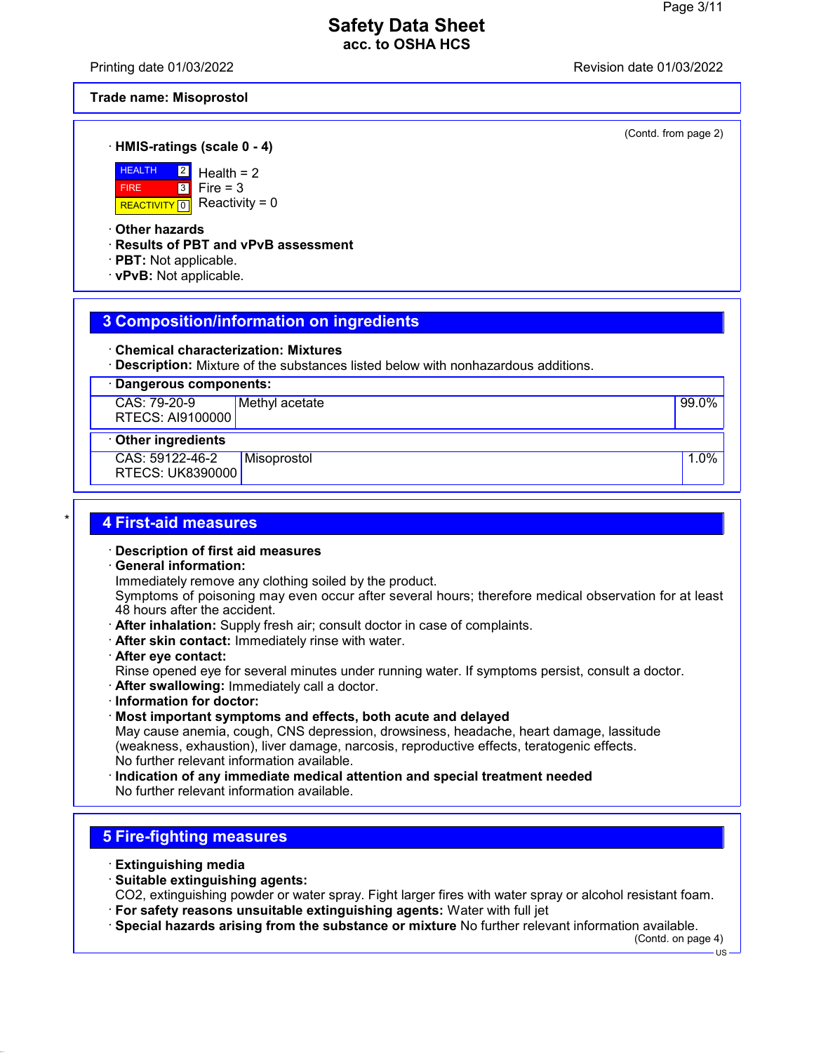**Trade name: Misoprostol**

(Contd. from page 2)

· **HMIS-ratings (scale 0 - 4)**

| | | |
|---|---|---|
| HEALTH | 2 | Health = 2 |
| FIRE | 3 | Fire = 3 |
| REACTIVITY | 0 | Reactivity = 0 |

· **Other hazards**
· **Results of PBT and vPvB assessment**
· **PBT:** Not applicable.
· **vPvB:** Not applicable.

## 3 Composition/information on ingredients

· **Chemical characterization: Mixtures**
· **Description:** Mixture of the substances listed below with nonhazardous additions.

· **Dangerous components:**

| | | |
|---|---|---|
| CAS: 79-20-9<br>RTECS: AI9100000 | Methyl acetate | 99.0% |

· **Other ingredients**

| | | |
|---|---|---|
| CAS: 59122-46-2<br>RTECS: UK8390000 | Misoprostol | 1.0% |

## 4 First-aid measures

· **Description of first aid measures**
· **General information:**
Immediately remove any clothing soiled by the product.
Symptoms of poisoning may even occur after several hours; therefore medical observation for at least 48 hours after the accident.
· **After inhalation:** Supply fresh air; consult doctor in case of complaints.
· **After skin contact:** Immediately rinse with water.
· **After eye contact:**
Rinse opened eye for several minutes under running water. If symptoms persist, consult a doctor.
· **After swallowing:** Immediately call a doctor.
· **Information for doctor:**
· **Most important symptoms and effects, both acute and delayed**
May cause anemia, cough, CNS depression, drowsiness, headache, heart damage, lassitude (weakness, exhaustion), liver damage, narcosis, reproductive effects, teratogenic effects.
No further relevant information available.
· **Indication of any immediate medical attention and special treatment needed**
No further relevant information available.

## 5 Fire-fighting measures

· **Extinguishing media**
· **Suitable extinguishing agents:**
CO2, extinguishing powder or water spray. Fight larger fires with water spray or alcohol resistant foam.
· **For safety reasons unsuitable extinguishing agents:** Water with full jet
· **Special hazards arising from the substance or mixture** No further relevant information available.

(Contd. on page 4)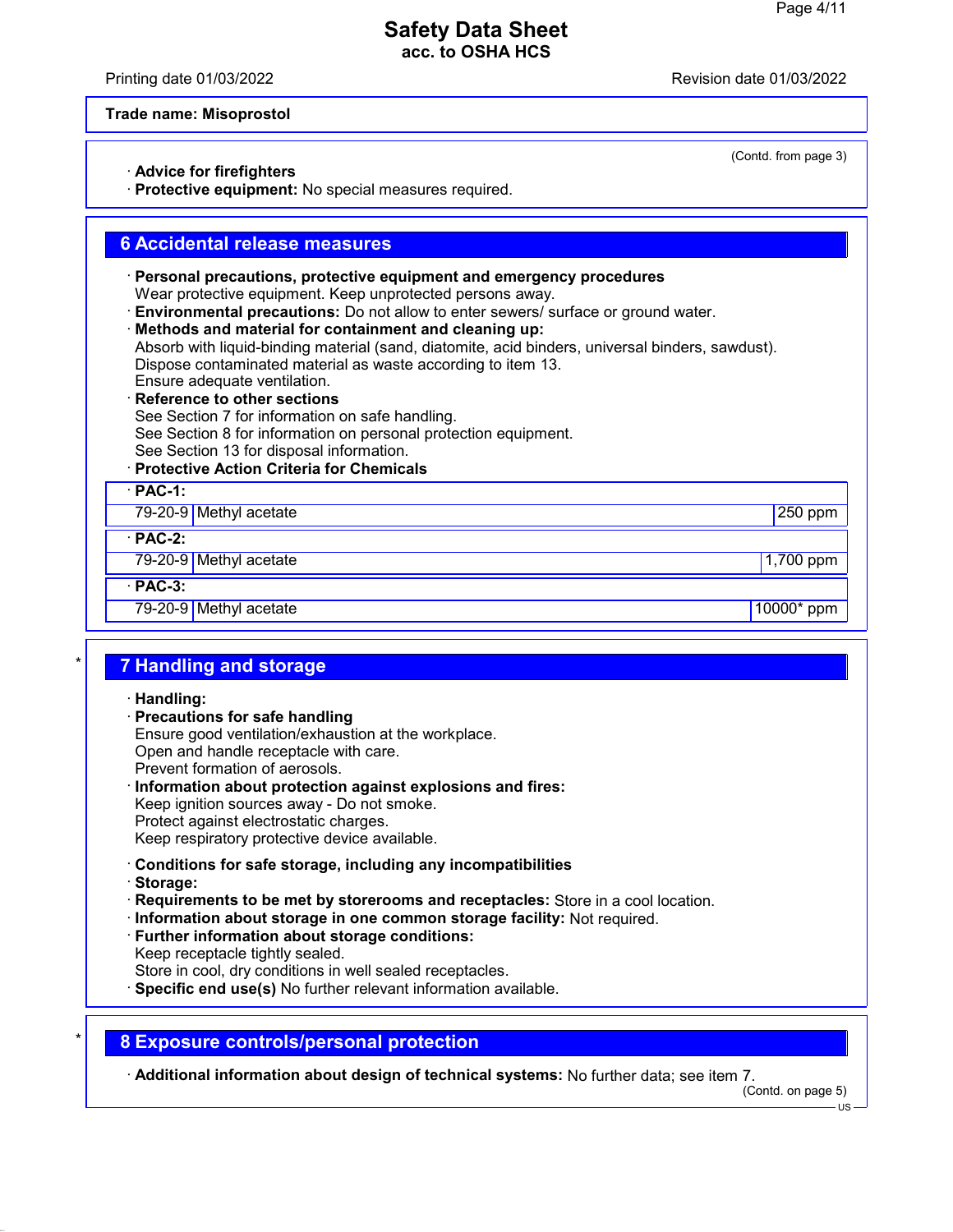Trade name: Misoprostol

(Contd. from page 3)

· **Advice for firefighters**
· **Protective equipment:** No special measures required.

## 6 Accidental release measures

· **Personal precautions, protective equipment and emergency procedures**
Wear protective equipment. Keep unprotected persons away.
· **Environmental precautions:** Do not allow to enter sewers/ surface or ground water.
· **Methods and material for containment and cleaning up:**
Absorb with liquid-binding material (sand, diatomite, acid binders, universal binders, sawdust).
Dispose contaminated material as waste according to item 13.
Ensure adequate ventilation.
· **Reference to other sections**
See Section 7 for information on safe handling.
See Section 8 for information on personal protection equipment.
See Section 13 for disposal information.
· **Protective Action Criteria for Chemicals**

| · **PAC-1:** | | |
|---|---|---|
| 79-20-9 | Methyl acetate | 250 ppm |
| · **PAC-2:** | | |
| 79-20-9 | Methyl acetate | 1,700 ppm |
| · **PAC-3:** | | |
| 79-20-9 | Methyl acetate | 10000* ppm |

## 7 Handling and storage

· **Handling:**
· **Precautions for safe handling**
Ensure good ventilation/exhaustion at the workplace.
Open and handle receptacle with care.
Prevent formation of aerosols.
· **Information about protection against explosions and fires:**
Keep ignition sources away - Do not smoke.
Protect against electrostatic charges.
Keep respiratory protective device available.

· **Conditions for safe storage, including any incompatibilities**
· **Storage:**
· **Requirements to be met by storerooms and receptacles:** Store in a cool location.
· **Information about storage in one common storage facility:** Not required.
· **Further information about storage conditions:**
Keep receptacle tightly sealed.
Store in cool, dry conditions in well sealed receptacles.
· **Specific end use(s)** No further relevant information available.

## 8 Exposure controls/personal protection

· **Additional information about design of technical systems:** No further data; see item 7.

(Contd. on page 5)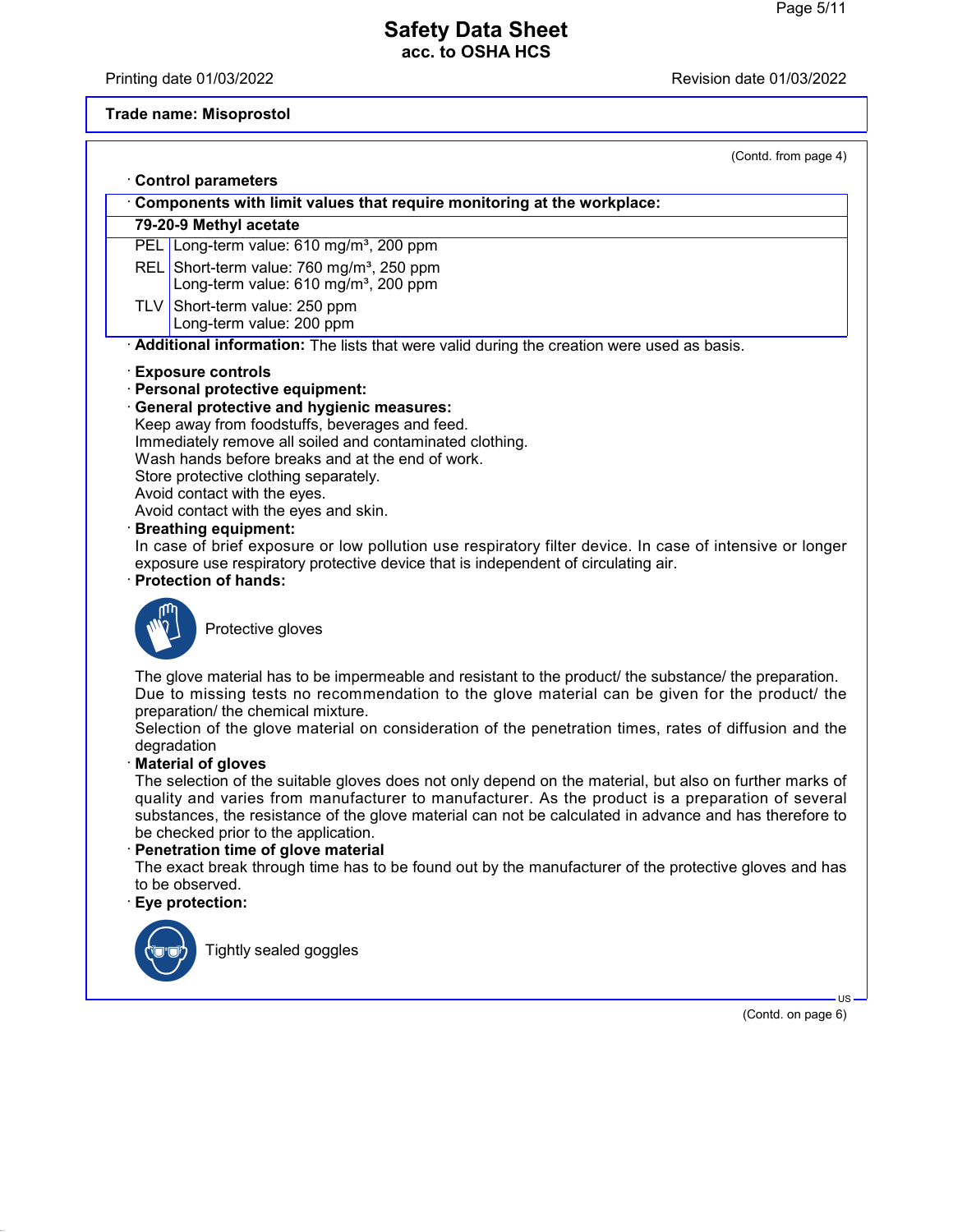**Trade name: Misoprostol**

(Contd. from page 4)

· **Control parameters**

| · **Components with limit values that require monitoring at the workplace:** | |
|---|---|
| **79-20-9 Methyl acetate** | |
| PEL | Long-term value: 610 mg/m³, 200 ppm |
| REL | Short-term value: 760 mg/m³, 250 ppm<br>Long-term value: 610 mg/m³, 200 ppm |
| TLV | Short-term value: 250 ppm<br>Long-term value: 200 ppm |

· **Additional information:** The lists that were valid during the creation were used as basis.

· **Exposure controls**
· **Personal protective equipment:**
· **General protective and hygienic measures:**
Keep away from foodstuffs, beverages and feed.
Immediately remove all soiled and contaminated clothing.
Wash hands before breaks and at the end of work.
Store protective clothing separately.
Avoid contact with the eyes.
Avoid contact with the eyes and skin.
· **Breathing equipment:**
In case of brief exposure or low pollution use respiratory filter device. In case of intensive or longer exposure use respiratory protective device that is independent of circulating air.
· **Protection of hands:**

Protective gloves

The glove material has to be impermeable and resistant to the product/ the substance/ the preparation.
Due to missing tests no recommendation to the glove material can be given for the product/ the preparation/ the chemical mixture.
Selection of the glove material on consideration of the penetration times, rates of diffusion and the degradation
· **Material of gloves**
The selection of the suitable gloves does not only depend on the material, but also on further marks of quality and varies from manufacturer to manufacturer. As the product is a preparation of several substances, the resistance of the glove material can not be calculated in advance and has therefore to be checked prior to the application.
· **Penetration time of glove material**
The exact break through time has to be found out by the manufacturer of the protective gloves and has to be observed.
· **Eye protection:**

Tightly sealed goggles

(Contd. on page 6)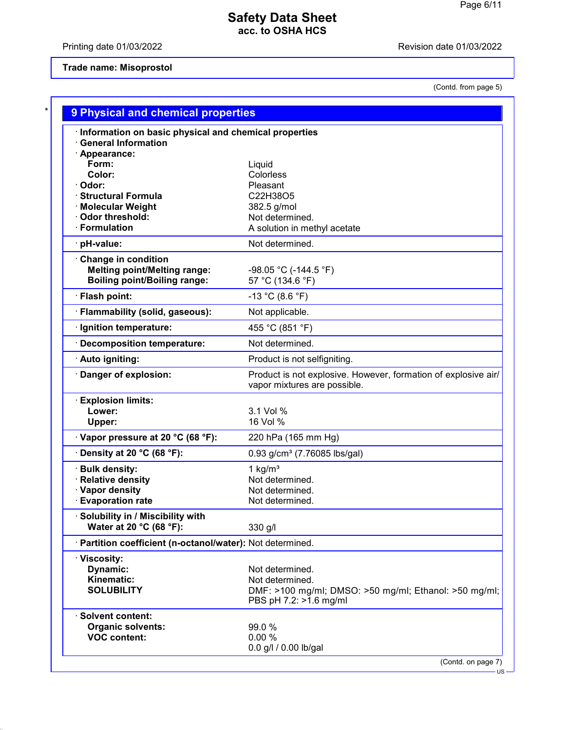**Trade name: Misoprostol**

(Contd. from page 5)

## 9 Physical and chemical properties

| Property | Value |
|---|---|
| · **Information on basic physical and chemical properties** | |
| · **General Information** | |
| · **Appearance:** | |
| **Form:** | Liquid |
| **Color:** | Colorless |
| · **Odor:** | Pleasant |
| · **Structural Formula** | $C_{22}H_{38}O_5$ |
| · **Molecular Weight** | 382.5 g/mol |
| · **Odor threshold:** | Not determined. |
| · **Formulation** | A solution in methyl acetate |
| · **pH-value:** | Not determined. |
| · **Change in condition** | |
| **Melting point/Melting range:** | -98.05 °C (-144.5 °F) |
| **Boiling point/Boiling range:** | 57 °C (134.6 °F) |
| · **Flash point:** | -13 °C (8.6 °F) |
| · **Flammability (solid, gaseous):** | Not applicable. |
| · **Ignition temperature:** | 455 °C (851 °F) |
| · **Decomposition temperature:** | Not determined. |
| · **Auto igniting:** | Product is not selfigniting. |
| · **Danger of explosion:** | Product is not explosive. However, formation of explosive air/ vapor mixtures are possible. |
| · **Explosion limits:** | |
| **Lower:** | 3.1 Vol % |
| **Upper:** | 16 Vol % |
| · **Vapor pressure at 20 °C (68 °F):** | 220 hPa (165 mm Hg) |
| · **Density at 20 °C (68 °F):** | 0.93 g/cm³ (7.76085 lbs/gal) |
| · **Bulk density:** | 1 kg/m³ |
| · **Relative density** | Not determined. |
| · **Vapor density** | Not determined. |
| · **Evaporation rate** | Not determined. |
| · **Solubility in / Miscibility with** | |
| **Water at 20 °C (68 °F):** | 330 g/l |
| · **Partition coefficient (n-octanol/water):** | Not determined. |
| · **Viscosity:** | |
| **Dynamic:** | Not determined. |
| **Kinematic:** | Not determined. |
| **SOLUBILITY** | DMF: >100 mg/ml; DMSO: >50 mg/ml; Ethanol: >50 mg/ml; PBS pH 7.2: >1.6 mg/ml |
| · **Solvent content:** | |
| **Organic solvents:** | 99.0 % |
| **VOC content:** | 0.00 % |
| | 0.0 g/l / 0.00 lb/gal |

(Contd. on page 7)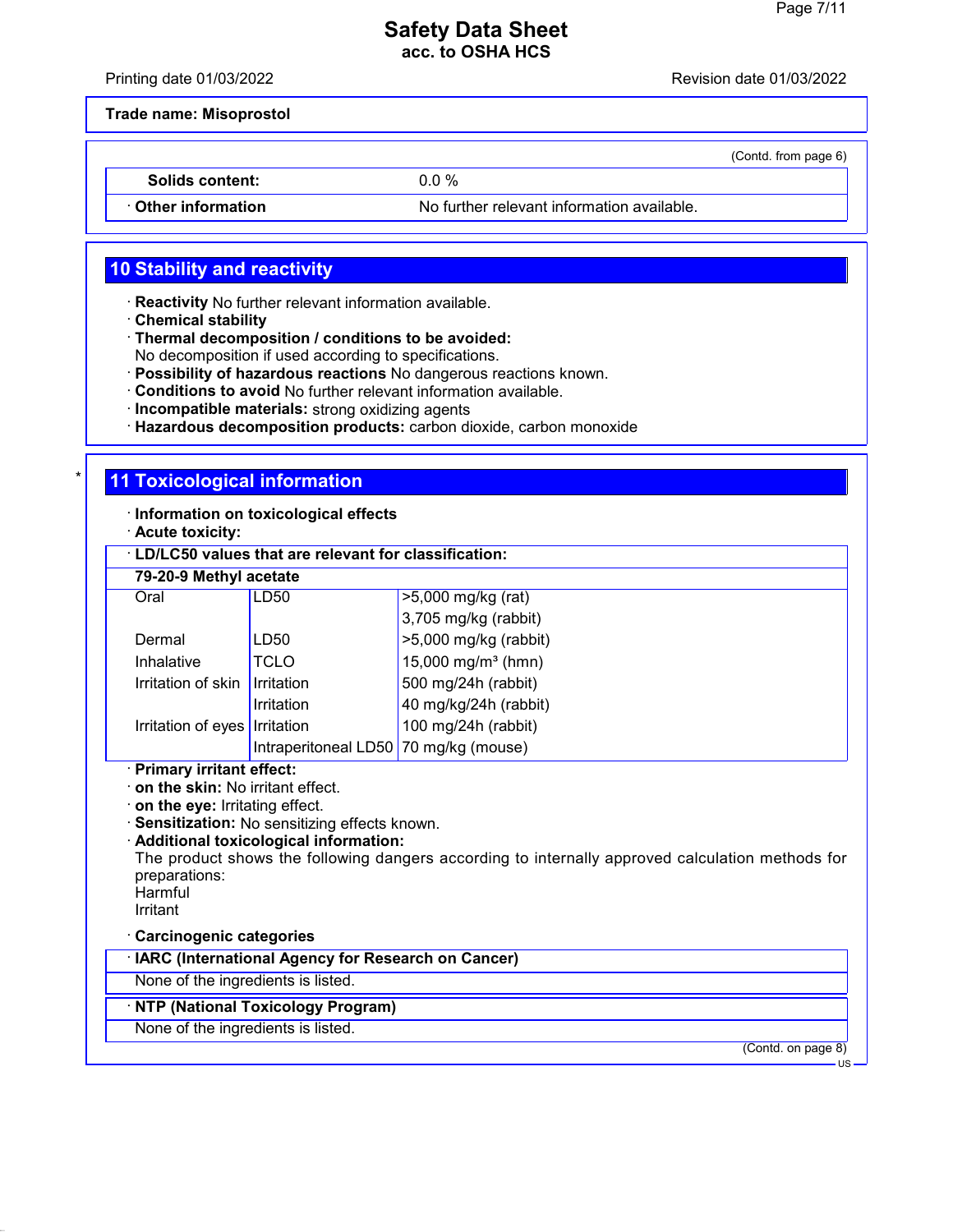**Trade name: Misoprostol**

(Contd. from page 6)

| | |
|---|---|
| **Solids content:** | 0.0 % |
| · **Other information** | No further relevant information available. |

## 10 Stability and reactivity

· **Reactivity** No further relevant information available.
· **Chemical stability**
· **Thermal decomposition / conditions to be avoided:**
No decomposition if used according to specifications.
· **Possibility of hazardous reactions** No dangerous reactions known.
· **Conditions to avoid** No further relevant information available.
· **Incompatible materials:** strong oxidizing agents
· **Hazardous decomposition products:** carbon dioxide, carbon monoxide

## * 11 Toxicological information

· **Information on toxicological effects**
· **Acute toxicity:**

| · **LD/LC50 values that are relevant for classification:** | | |
|---|---|---|
| **79-20-9 Methyl acetate** | | |
| Oral | LD50 | >5,000 mg/kg (rat) |
| | | 3,705 mg/kg (rabbit) |
| Dermal | LD50 | >5,000 mg/kg (rabbit) |
| Inhalative | TCLO | 15,000 mg/m³ (hmn) |
| Irritation of skin | Irritation | 500 mg/24h (rabbit) |
| | Irritation | 40 mg/kg/24h (rabbit) |
| Irritation of eyes | Irritation | 100 mg/24h (rabbit) |
| | Intraperitoneal LD50 | 70 mg/kg (mouse) |

· **Primary irritant effect:**
· **on the skin:** No irritant effect.
· **on the eye:** Irritating effect.
· **Sensitization:** No sensitizing effects known.
· **Additional toxicological information:**
The product shows the following dangers according to internally approved calculation methods for preparations:
Harmful
Irritant

· **Carcinogenic categories**

| · **IARC (International Agency for Research on Cancer)** |
|---|
| None of the ingredients is listed. |

| · **NTP (National Toxicology Program)** |
|---|
| None of the ingredients is listed. |

(Contd. on page 8)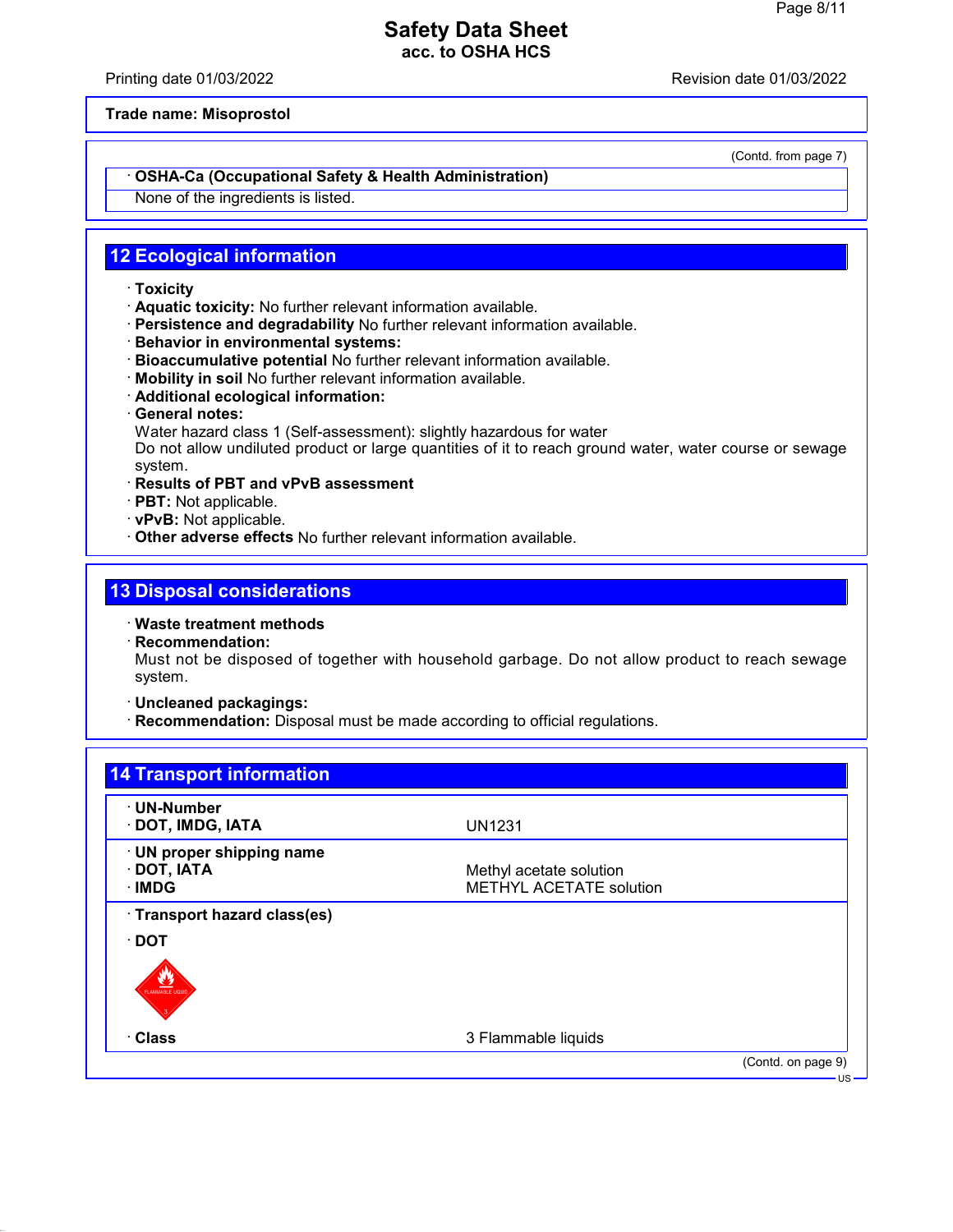Trade name: Misoprostol

(Contd. from page 7)

· **OSHA-Ca (Occupational Safety & Health Administration)**

None of the ingredients is listed.

## 12 Ecological information

· **Toxicity**
· **Aquatic toxicity:** No further relevant information available.
· **Persistence and degradability** No further relevant information available.
· **Behavior in environmental systems:**
· **Bioaccumulative potential** No further relevant information available.
· **Mobility in soil** No further relevant information available.
· **Additional ecological information:**
· **General notes:**
Water hazard class 1 (Self-assessment): slightly hazardous for water
Do not allow undiluted product or large quantities of it to reach ground water, water course or sewage system.
· **Results of PBT and vPvB assessment**
· **PBT:** Not applicable.
· **vPvB:** Not applicable.
· **Other adverse effects** No further relevant information available.

## 13 Disposal considerations

· **Waste treatment methods**
· **Recommendation:**
Must not be disposed of together with household garbage. Do not allow product to reach sewage system.

· **Uncleaned packagings:**
· **Recommendation:** Disposal must be made according to official regulations.

## 14 Transport information

| | |
|---|---|
| · **UN-Number** | |
| · **DOT, IMDG, IATA** | UN1231 |
| · **UN proper shipping name** | |
| · **DOT, IATA** | Methyl acetate solution |
| · **IMDG** | METHYL ACETATE solution |
| · **Transport hazard class(es)** | |
| · **DOT** | |
| · **Class** | 3 Flammable liquids |

(Contd. on page 9)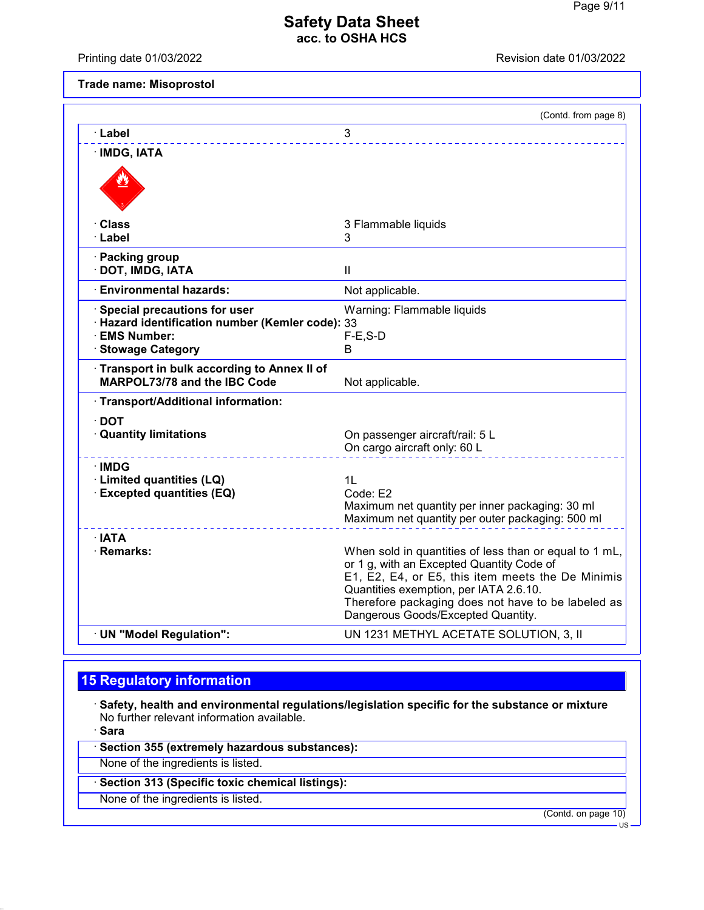Trade name: Misoprostol

(Contd. from page 8)

| | |
|---|---|
| · Label | 3 |
| · IMDG, IATA | |
| · Class | 3 Flammable liquids |
| · Label | 3 |
| · Packing group | |
| · DOT, IMDG, IATA | II |
| · Environmental hazards: | Not applicable. |
| · Special precautions for user | Warning: Flammable liquids |
| · Hazard identification number (Kemler code): | 33 |
| · EMS Number: | F-E,S-D |
| · Stowage Category | B |
| · Transport in bulk according to Annex II of MARPOL73/78 and the IBC Code | Not applicable. |
| · Transport/Additional information: | |
| · DOT | |
| · Quantity limitations | On passenger aircraft/rail: 5 L<br>On cargo aircraft only: 60 L |
| · IMDG | |
| · Limited quantities (LQ) | 1L |
| · Excepted quantities (EQ) | Code: E2<br>Maximum net quantity per inner packaging: 30 ml<br>Maximum net quantity per outer packaging: 500 ml |
| · IATA | |
| · Remarks: | When sold in quantities of less than or equal to 1 mL, or 1 g, with an Excepted Quantity Code of E1, E2, E4, or E5, this item meets the De Minimis Quantities exemption, per IATA 2.6.10. Therefore packaging does not have to be labeled as Dangerous Goods/Excepted Quantity. |
| · UN "Model Regulation": | UN 1231 METHYL ACETATE SOLUTION, 3, II |

## 15 Regulatory information

· **Safety, health and environmental regulations/legislation specific for the substance or mixture**
No further relevant information available.

· **Sara**

· **Section 355 (extremely hazardous substances):**
None of the ingredients is listed.

· **Section 313 (Specific toxic chemical listings):**
None of the ingredients is listed.

(Contd. on page 10)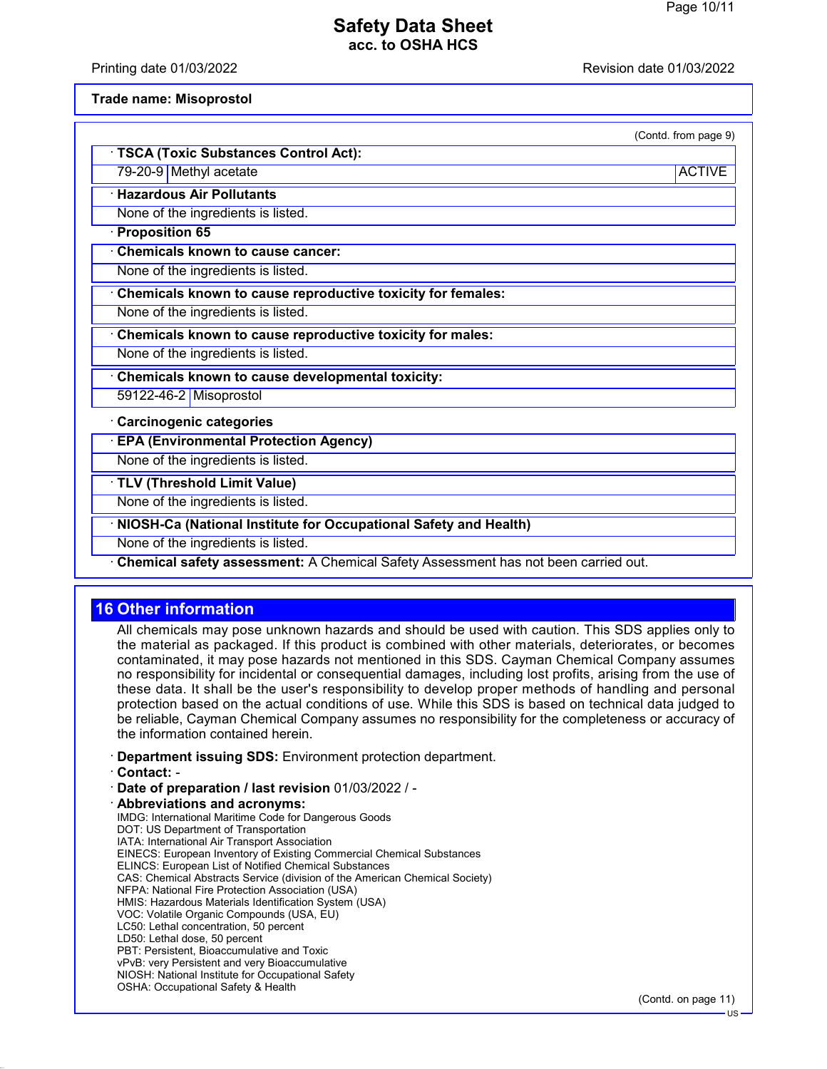(Contd. from page 9)

· **TSCA (Toxic Substances Control Act):**

| | | |
|---|---|---|
| 79-20-9 | Methyl acetate | ACTIVE |

· **Hazardous Air Pollutants**

None of the ingredients is listed.

· **Proposition 65**

· **Chemicals known to cause cancer:**

None of the ingredients is listed.

· **Chemicals known to cause reproductive toxicity for females:**

None of the ingredients is listed.

· **Chemicals known to cause reproductive toxicity for males:**

None of the ingredients is listed.

· **Chemicals known to cause developmental toxicity:**

| | |
|---|---|
| 59122-46-2 | Misoprostol |

· **Carcinogenic categories**

· **EPA (Environmental Protection Agency)**

None of the ingredients is listed.

· **TLV (Threshold Limit Value)**

None of the ingredients is listed.

· **NIOSH-Ca (National Institute for Occupational Safety and Health)**

None of the ingredients is listed.

· **Chemical safety assessment:** A Chemical Safety Assessment has not been carried out.

## 16 Other information

All chemicals may pose unknown hazards and should be used with caution. This SDS applies only to the material as packaged. If this product is combined with other materials, deteriorates, or becomes contaminated, it may pose hazards not mentioned in this SDS. Cayman Chemical Company assumes no responsibility for incidental or consequential damages, including lost profits, arising from the use of these data. It shall be the user's responsibility to develop proper methods of handling and personal protection based on the actual conditions of use. While this SDS is based on technical data judged to be reliable, Cayman Chemical Company assumes no responsibility for the completeness or accuracy of the information contained herein.

· **Department issuing SDS:** Environment protection department.
· **Contact:** -
· **Date of preparation / last revision** 01/03/2022 / -
· **Abbreviations and acronyms:**

IMDG: International Maritime Code for Dangerous Goods
DOT: US Department of Transportation
IATA: International Air Transport Association
EINECS: European Inventory of Existing Commercial Chemical Substances
ELINCS: European List of Notified Chemical Substances
CAS: Chemical Abstracts Service (division of the American Chemical Society)
NFPA: National Fire Protection Association (USA)
HMIS: Hazardous Materials Identification System (USA)
VOC: Volatile Organic Compounds (USA, EU)
LC50: Lethal concentration, 50 percent
LD50: Lethal dose, 50 percent
PBT: Persistent, Bioaccumulative and Toxic
vPvB: very Persistent and very Bioaccumulative
NIOSH: National Institute for Occupational Safety
OSHA: Occupational Safety & Health

(Contd. on page 11)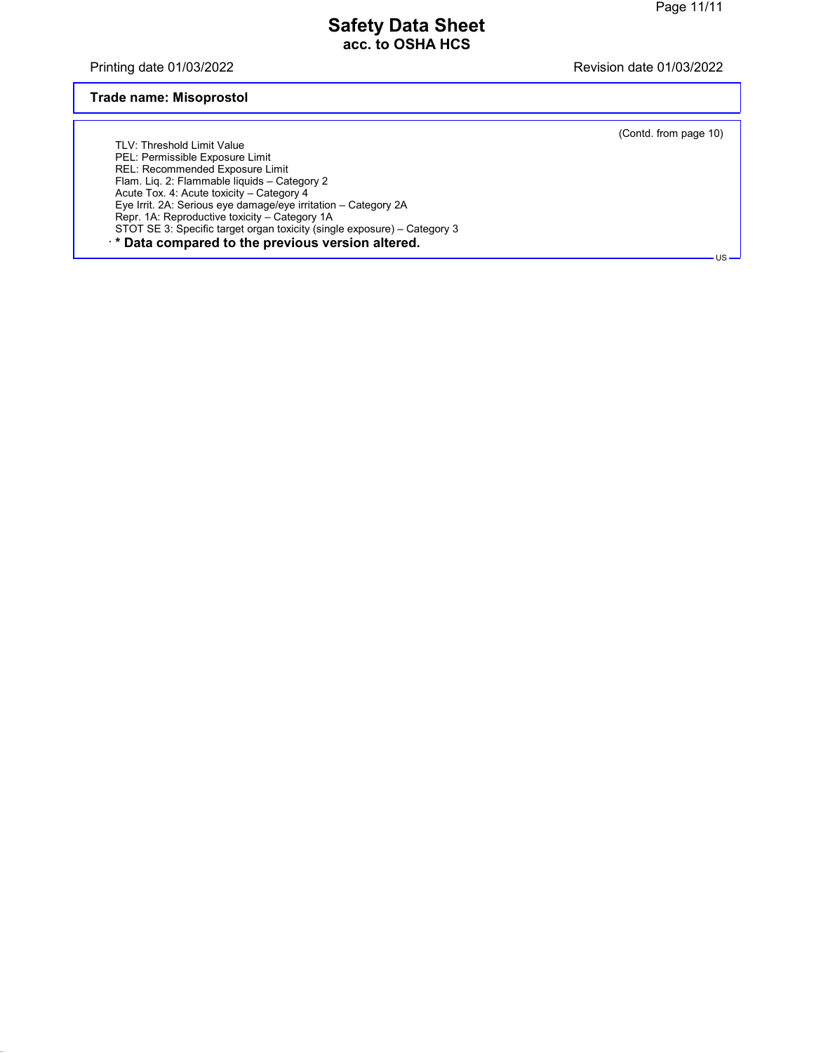(Contd. from page 10)

TLV: Threshold Limit Value
PEL: Permissible Exposure Limit
REL: Recommended Exposure Limit
Flam. Liq. 2: Flammable liquids – Category 2
Acute Tox. 4: Acute toxicity – Category 4
Eye Irrit. 2A: Serious eye damage/eye irritation – Category 2A
Repr. 1A: Reproductive toxicity – Category 1A
STOT SE 3: Specific target organ toxicity (single exposure) – Category 3

· **\* Data compared to the previous version altered.**